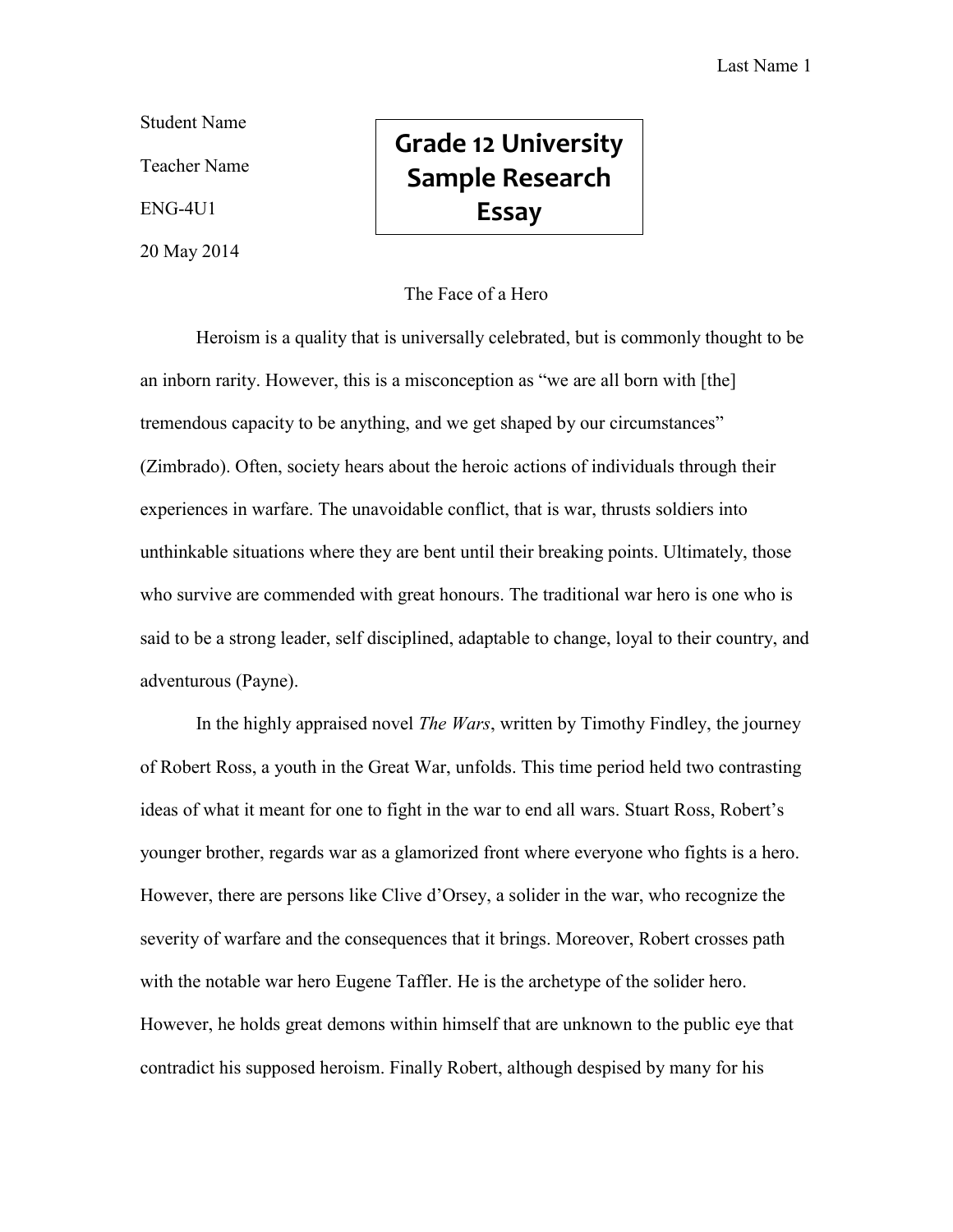Student Name

Teacher Name

ENG-4U1

20 May 2014

**Grade 12 University Sample Research Essay**

The Face of a Hero

Heroism is a quality that is universally celebrated, but is commonly thought to be an inborn rarity. However, this is a misconception as "we are all born with [the] tremendous capacity to be anything, and we get shaped by our circumstances" (Zimbrado). Often, society hears about the heroic actions of individuals through their experiences in warfare. The unavoidable conflict, that is war, thrusts soldiers into unthinkable situations where they are bent until their breaking points. Ultimately, those who survive are commended with great honours. The traditional war hero is one who is said to be a strong leader, self disciplined, adaptable to change, loyal to their country, and adventurous (Payne).

In the highly appraised novel *The Wars*, written by Timothy Findley, the journey of Robert Ross, a youth in the Great War, unfolds. This time period held two contrasting ideas of what it meant for one to fight in the war to end all wars. Stuart Ross, Robert's younger brother, regards war as a glamorized front where everyone who fights is a hero. However, there are persons like Clive d'Orsey, a solider in the war, who recognize the severity of warfare and the consequences that it brings. Moreover, Robert crosses path with the notable war hero Eugene Taffler. He is the archetype of the solider hero. However, he holds great demons within himself that are unknown to the public eye that contradict his supposed heroism. Finally Robert, although despised by many for his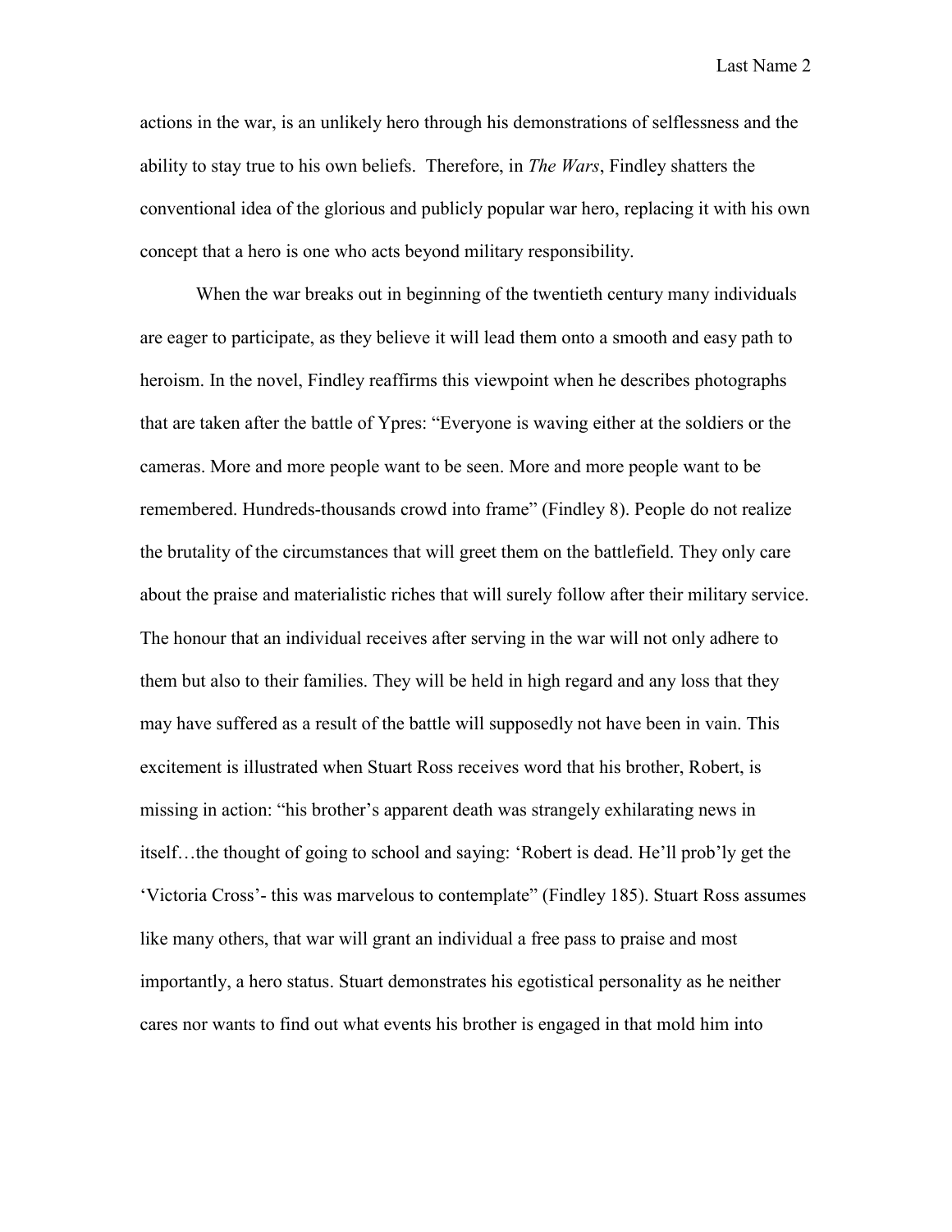actions in the war, is an unlikely hero through his demonstrations of selflessness and the ability to stay true to his own beliefs. Therefore, in *The Wars*, Findley shatters the conventional idea of the glorious and publicly popular war hero, replacing it with his own concept that a hero is one who acts beyond military responsibility.

When the war breaks out in beginning of the twentieth century many individuals are eager to participate, as they believe it will lead them onto a smooth and easy path to heroism. In the novel, Findley reaffirms this viewpoint when he describes photographs that are taken after the battle of Ypres: “Everyone is waving either at the soldiers or the cameras. More and more people want to be seen. More and more people want to be remembered. Hundreds-thousands crowd into frame” (Findley 8). People do not realize the brutality of the circumstances that will greet them on the battlefield. They only care about the praise and materialistic riches that will surely follow after their military service. The honour that an individual receives after serving in the war will not only adhere to them but also to their families. They will be held in high regard and any loss that they may have suffered as a result of the battle will supposedly not have been in vain. This excitement is illustrated when Stuart Ross receives word that his brother, Robert, is missing in action: “his brother’s apparent death was strangely exhilarating news in itself…the thought of going to school and saying: ‘Robert is dead. He’ll prob’ly get the ‘Victoria Cross’- this was marvelous to contemplate” (Findley 185). Stuart Ross assumes like many others, that war will grant an individual a free pass to praise and most importantly, a hero status. Stuart demonstrates his egotistical personality as he neither cares nor wants to find out what events his brother is engaged in that mold him into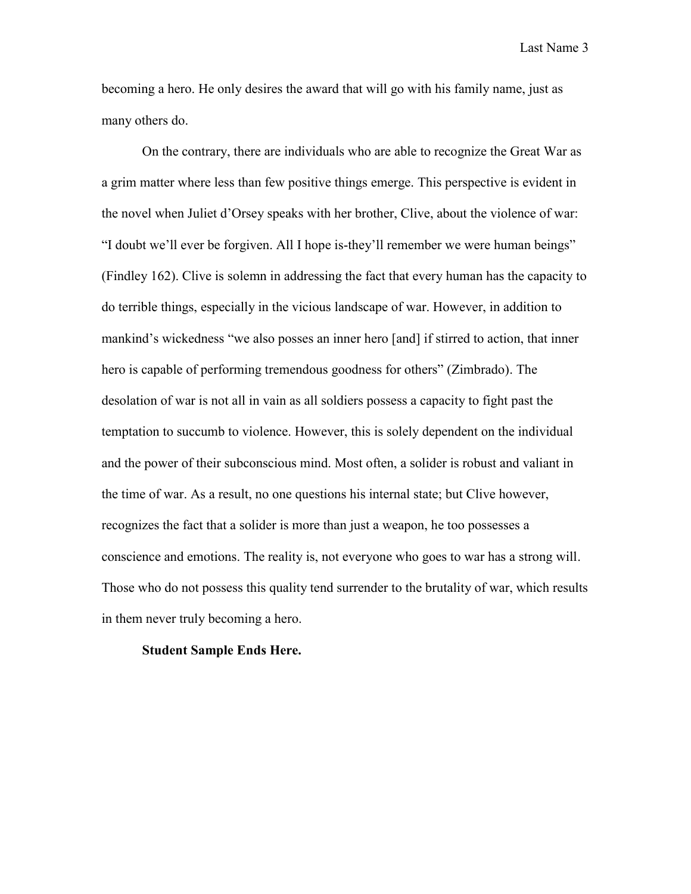becoming a hero. He only desires the award that will go with his family name, just as many others do.

On the contrary, there are individuals who are able to recognize the Great War as a grim matter where less than few positive things emerge. This perspective is evident in the novel when Juliet d'Orsey speaks with her brother, Clive, about the violence of war: "I doubt we'll ever be forgiven. All I hope is-they'll remember we were human beings" (Findley 162). Clive is solemn in addressing the fact that every human has the capacity to do terrible things, especially in the vicious landscape of war. However, in addition to mankind's wickedness "we also posses an inner hero [and] if stirred to action, that inner hero is capable of performing tremendous goodness for others" (Zimbrado). The desolation of war is not all in vain as all soldiers possess a capacity to fight past the temptation to succumb to violence. However, this is solely dependent on the individual and the power of their subconscious mind. Most often, a solider is robust and valiant in the time of war. As a result, no one questions his internal state; but Clive however, recognizes the fact that a solider is more than just a weapon, he too possesses a conscience and emotions. The reality is, not everyone who goes to war has a strong will. Those who do not possess this quality tend surrender to the brutality of war, which results in them never truly becoming a hero.

**Student Sample Ends Here.**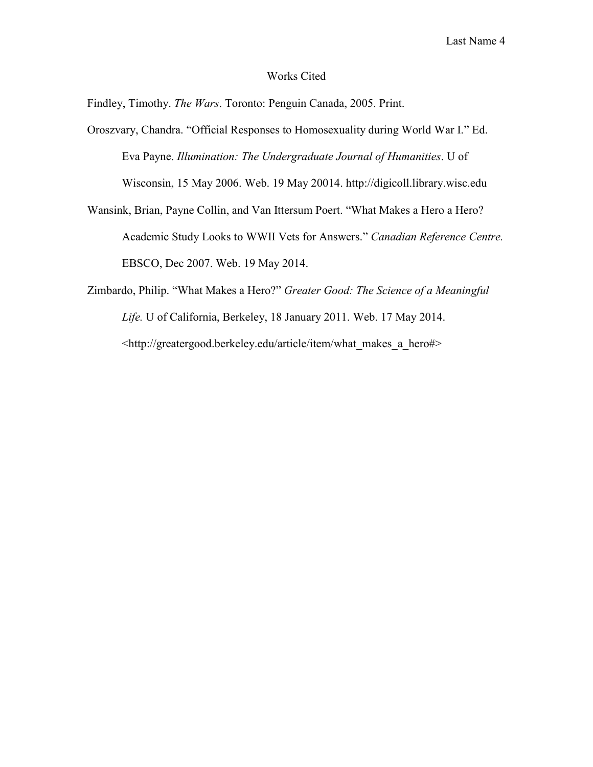# Works Cited

Findley, Timothy. *The Wars*. Toronto: Penguin Canada, 2005. Print.

Oroszvary, Chandra. "Official Responses to Homosexuality during World War I." Ed. Eva Payne. *Illumination: The Undergraduate Journal of Humanities*. U of Wisconsin, 15 May 2006. Web. 19 May 20014. http://digicoll.library.wisc.edu

Wansink, Brian, Payne Collin, and Van Ittersum Poert. "What Makes a Hero a Hero? Academic Study Looks to WWII Vets for Answers." *Canadian Reference Centre.* EBSCO, Dec 2007. Web. 19 May 2014.

Zimbardo, Philip. "What Makes a Hero?" *Greater Good: The Science of a Meaningful Life.* U of California, Berkeley, 18 January 2011. Web. 17 May 2014. <http://greatergood.berkeley.edu/article/item/what_makes_a_hero#>